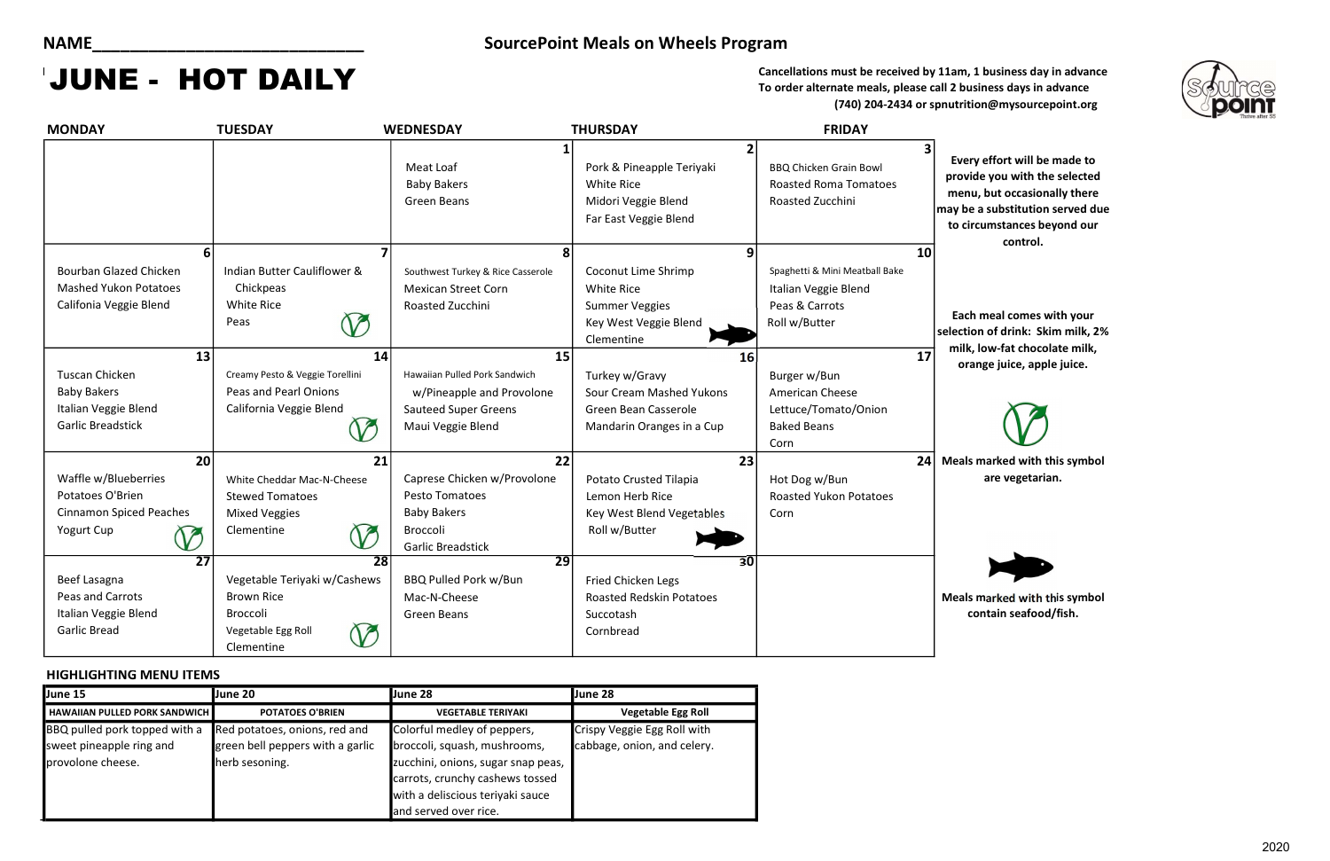NAME______________________________

**SourcePoint Meals on Wheels Program**

# JUNE - HOT DAILY

**Cancellations must be received by 11am, 1 business day in advance**
**To order alternate meals, please call 2 business days in advance**
**(740) 204-2434 or spnutrition@mysourcepoint.org**

| MONDAY | TUESDAY | WEDNESDAY | THURSDAY | FRIDAY |
|---|---|---|---|---|
| | | **1** Meat Loaf, Baby Bakers, Green Beans | **2** Pork & Pineapple Teriyaki, White Rice, Midori Veggie Blend, Far East Veggie Blend | **3** BBQ Chicken Grain Bowl, Roasted Roma Tomatoes, Roasted Zucchini |
| **6** Bourban Glazed Chicken, Mashed Yukon Potatoes, Califonia Veggie Blend | **7** Indian Butter Cauliflower & Chickpeas, White Rice, Peas (vegetarian) | **8** Southwest Turkey & Rice Casserole, Mexican Street Corn, Roasted Zucchini | **9** Coconut Lime Shrimp, White Rice, Summer Veggies, Key West Veggie Blend, Clementine (seafood/fish) | **10** Spaghetti & Mini Meatball Bake, Italian Veggie Blend, Peas & Carrots, Roll w/Butter |
| **13** Tuscan Chicken, Baby Bakers, Italian Veggie Blend, Garlic Breadstick | **14** Creamy Pesto & Veggie Torellini, Peas and Pearl Onions, California Veggie Blend (vegetarian) | **15** Hawaiian Pulled Pork Sandwich w/Pineapple and Provolone, Sauteed Super Greens, Maui Veggie Blend | **16** Turkey w/Gravy, Sour Cream Mashed Yukons, Green Bean Casserole, Mandarin Oranges in a Cup | **17** Burger w/Bun, American Cheese, Lettuce/Tomato/Onion, Baked Beans, Corn |
| **20** Waffle w/Blueberries, Potatoes O'Brien, Cinnamon Spiced Peaches, Yogurt Cup (vegetarian) | **21** White Cheddar Mac-N-Cheese, Stewed Tomatoes, Mixed Veggies, Clementine (vegetarian) | **22** Caprese Chicken w/Provolone, Pesto Tomatoes, Baby Bakers, Broccoli, Garlic Breadstick | **23** Potato Crusted Tilapia, Lemon Herb Rice, Key West Blend Vegetables, Roll w/Butter (seafood/fish) | **24** Hot Dog w/Bun, Roasted Yukon Potatoes, Corn |
| **27** Beef Lasagna, Peas and Carrots, Italian Veggie Blend, Garlic Bread | **28** Vegetable Teriyaki w/Cashews, Brown Rice, Broccoli, Vegetable Egg Roll, Clementine (vegetarian) | **29** BBQ Pulled Pork w/Bun, Mac-N-Cheese, Green Beans | **30** Fried Chicken Legs, Roasted Redskin Potatoes, Succotash, Cornbread | |

**Every effort will be made to provide you with the selected menu, but occasionally there may be a substitution served due to circumstances beyond our control.**

**Each meal comes with your selection of drink: Skim milk, 2% milk, low-fat chocolate milk, orange juice, apple juice.**

**Meals marked with this symbol are vegetarian.**

**Meals marked with this symbol contain seafood/fish.**

## HIGHLIGHTING MENU ITEMS

| June 15 | June 20 | June 28 | June 28 |
|---|---|---|---|
| **HAWAIIAN PULLED PORK SANDWICH** | **POTATOES O'BRIEN** | **VEGETABLE TERIYAKI** | **Vegetable Egg Roll** |
| BBQ pulled pork topped with a sweet pineapple ring and provolone cheese. | Red potatoes, onions, red and green bell peppers with a garlic herb sesoning. | Colorful medley of peppers, broccoli, squash, mushrooms, zucchini, onions, sugar snap peas, carrots, crunchy cashews tossed with a deliscious teriyaki sauce and served over rice. | Crispy Veggie Egg Roll with cabbage, onion, and celery. |

2020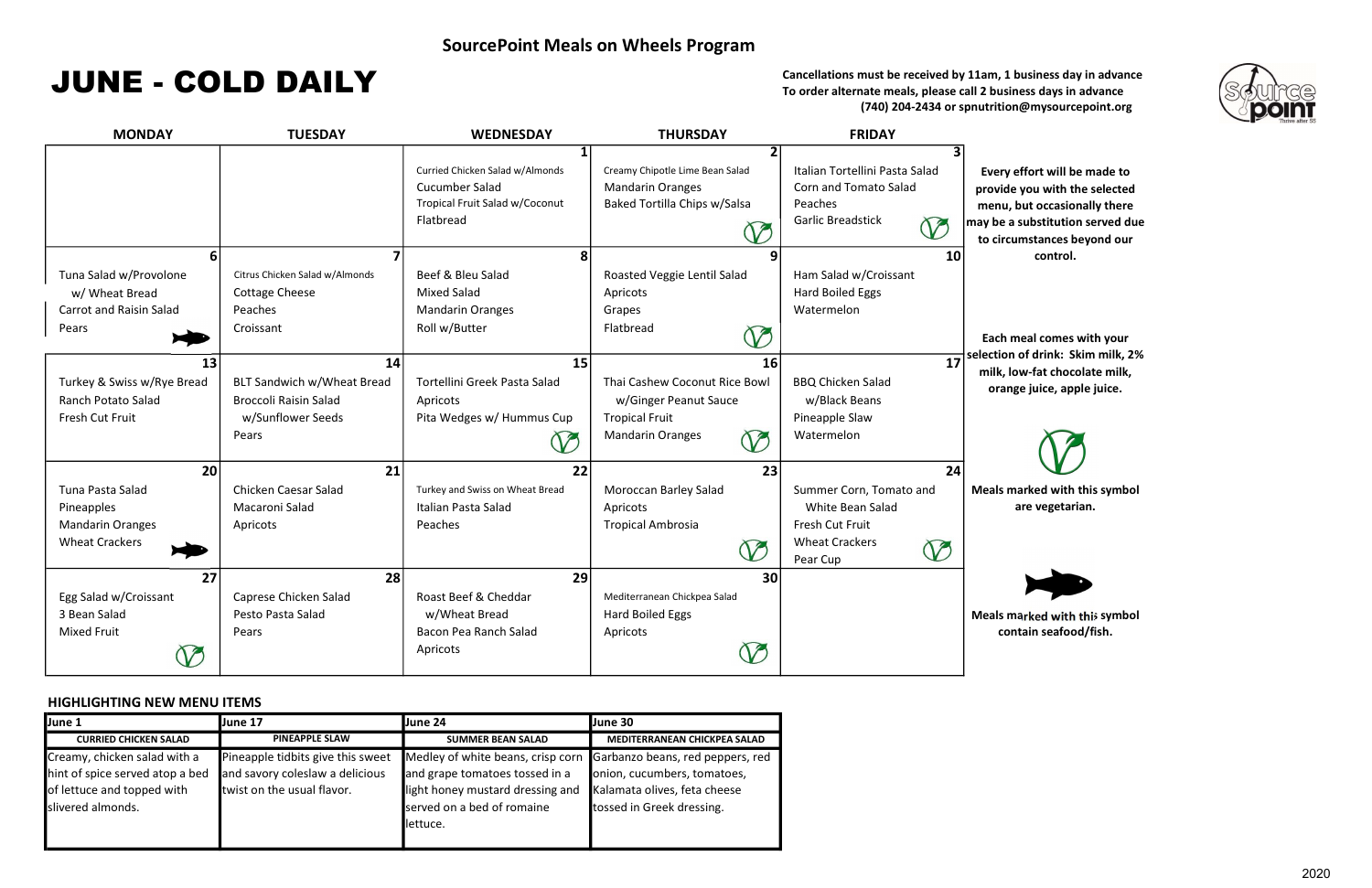SourcePoint Meals on Wheels Program

# JUNE - COLD DAILY

**Cancellations must be received by 11am, 1 business day in advance**
**To order alternate meals, please call 2 business days in advance**
**(740) 204-2434 or spnutrition@mysourcepoint.org**

| MONDAY | TUESDAY | WEDNESDAY | THURSDAY | FRIDAY |
|---|---|---|---|---|
| | | **1**<br>Curried Chicken Salad w/Almonds<br>Cucumber Salad<br>Tropical Fruit Salad w/Coconut<br>Flatbread | **2**<br>Creamy Chipotle Lime Bean Salad<br>Mandarin Oranges<br>Baked Tortilla Chips w/Salsa<br>(Vegetarian) | **3**<br>Italian Tortellini Pasta Salad<br>Corn and Tomato Salad<br>Peaches<br>Garlic Breadstick<br>(Vegetarian) |
| **6**<br>Tuna Salad w/Provolone w/ Wheat Bread<br>Carrot and Raisin Salad<br>Pears<br>(Seafood/Fish) | **7**<br>Citrus Chicken Salad w/Almonds<br>Cottage Cheese<br>Peaches<br>Croissant | **8**<br>Beef & Bleu Salad<br>Mixed Salad<br>Mandarin Oranges<br>Roll w/Butter | **9**<br>Roasted Veggie Lentil Salad<br>Apricots<br>Grapes<br>Flatbread<br>(Vegetarian) | **10**<br>Ham Salad w/Croissant<br>Hard Boiled Eggs<br>Watermelon |
| **13**<br>Turkey & Swiss w/Rye Bread<br>Ranch Potato Salad<br>Fresh Cut Fruit | **14**<br>BLT Sandwich w/Wheat Bread<br>Broccoli Raisin Salad w/Sunflower Seeds<br>Pears | **15**<br>Tortellini Greek Pasta Salad<br>Apricots<br>Pita Wedges w/ Hummus Cup<br>(Vegetarian) | **16**<br>Thai Cashew Coconut Rice Bowl w/Ginger Peanut Sauce<br>Tropical Fruit<br>Mandarin Oranges<br>(Vegetarian) | **17**<br>BBQ Chicken Salad w/Black Beans<br>Pineapple Slaw<br>Watermelon |
| **20**<br>Tuna Pasta Salad<br>Pineapples<br>Mandarin Oranges<br>Wheat Crackers<br>(Seafood/Fish) | **21**<br>Chicken Caesar Salad<br>Macaroni Salad<br>Apricots | **22**<br>Turkey and Swiss on Wheat Bread<br>Italian Pasta Salad<br>Peaches | **23**<br>Moroccan Barley Salad<br>Apricots<br>Tropical Ambrosia<br>(Vegetarian) | **24**<br>Summer Corn, Tomato and White Bean Salad<br>Fresh Cut Fruit<br>Wheat Crackers<br>Pear Cup<br>(Vegetarian) |
| **27**<br>Egg Salad w/Croissant<br>3 Bean Salad<br>Mixed Fruit<br>(Vegetarian) | **28**<br>Caprese Chicken Salad<br>Pesto Pasta Salad<br>Pears | **29**<br>Roast Beef & Cheddar w/Wheat Bread<br>Bacon Pea Ranch Salad<br>Apricots | **30**<br>Mediterranean Chickpea Salad<br>Hard Boiled Eggs<br>Apricots<br>(Vegetarian) | |

**Every effort will be made to provide you with the selected menu, but occasionally there may be a substitution served due to circumstances beyond our control.**

**Each meal comes with your selection of drink: Skim milk, 2% milk, low-fat chocolate milk, orange juice, apple juice.**

**Meals marked with this symbol are vegetarian.**

**Meals marked with this symbol contain seafood/fish.**

### HIGHLIGHTING NEW MENU ITEMS

| June 1 | June 17 | June 24 | June 30 |
|---|---|---|---|
| **CURRIED CHICKEN SALAD** | **PINEAPPLE SLAW** | **SUMMER BEAN SALAD** | **MEDITERRANEAN CHICKPEA SALAD** |
| Creamy, chicken salad with a hint of spice served atop a bed of lettuce and topped with slivered almonds. | Pineapple tidbits give this sweet and savory coleslaw a delicious twist on the usual flavor. | Medley of white beans, crisp corn and grape tomatoes tossed in a light honey mustard dressing and served on a bed of romaine lettuce. | Garbanzo beans, red peppers, red onion, cucumbers, tomatoes, Kalamata olives, feta cheese tossed in Greek dressing. |